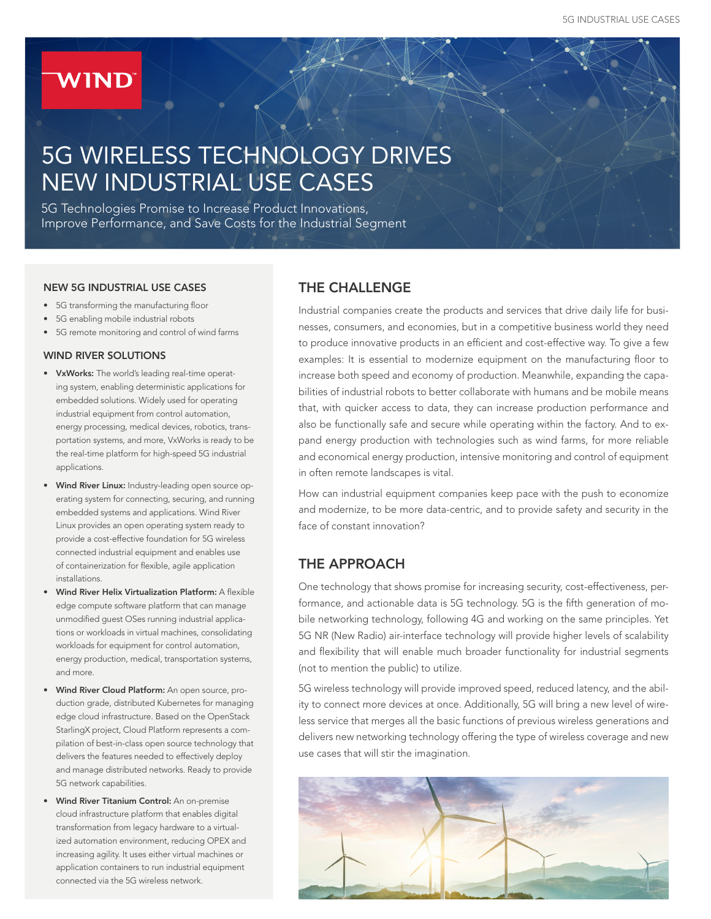# 5G WIRELESS TECHNOLOGY DRIVES NEW INDUSTRIAL USE CASES

5G Technologies Promise to Increase Product Innovations, Improve Performance, and Save Costs for the Industrial Segment

### NEW 5G INDUSTRIAL USE CASES

- 5G transforming the manufacturing floor
- 5G enabling mobile industrial robots
- 5G remote monitoring and control of wind farms

### WIND RIVER SOLUTIONS

- **VxWorks:** The world's leading real-time operating system, enabling deterministic applications for embedded solutions. Widely used for operating industrial equipment from control automation, energy processing, medical devices, robotics, transportation systems, and more, VxWorks is ready to be the real-time platform for high-speed 5G industrial applications.
- **Wind River Linux:** Industry-leading open source operating system for connecting, securing, and running embedded systems and applications. Wind River Linux provides an open operating system ready to provide a cost-effective foundation for 5G wireless connected industrial equipment and enables use of containerization for flexible, agile application installations.
- **Wind River Helix Virtualization Platform:** A flexible edge compute software platform that can manage unmodified guest OSes running industrial applications or workloads in virtual machines, consolidating workloads for equipment for control automation, energy production, medical, transportation systems, and more.
- **Wind River Cloud Platform:** An open source, production grade, distributed Kubernetes for managing edge cloud infrastructure. Based on the OpenStack StarlingX project, Cloud Platform represents a compilation of best-in-class open source technology that delivers the features needed to effectively deploy and manage distributed networks. Ready to provide 5G network capabilities.
- **Wind River Titanium Control:** An on-premise cloud infrastructure platform that enables digital transformation from legacy hardware to a virtualized automation environment, reducing OPEX and increasing agility. It uses either virtual machines or application containers to run industrial equipment connected via the 5G wireless network.

## THE CHALLENGE

Industrial companies create the products and services that drive daily life for businesses, consumers, and economies, but in a competitive business world they need to produce innovative products in an efficient and cost-effective way. To give a few examples: It is essential to modernize equipment on the manufacturing floor to increase both speed and economy of production. Meanwhile, expanding the capabilities of industrial robots to better collaborate with humans and be mobile means that, with quicker access to data, they can increase production performance and also be functionally safe and secure while operating within the factory. And to expand energy production with technologies such as wind farms, for more reliable and economical energy production, intensive monitoring and control of equipment in often remote landscapes is vital.

How can industrial equipment companies keep pace with the push to economize and modernize, to be more data-centric, and to provide safety and security in the face of constant innovation?

## THE APPROACH

One technology that shows promise for increasing security, cost-effectiveness, performance, and actionable data is 5G technology. 5G is the fifth generation of mobile networking technology, following 4G and working on the same principles. Yet 5G NR (New Radio) air-interface technology will provide higher levels of scalability and flexibility that will enable much broader functionality for industrial segments (not to mention the public) to utilize.

5G wireless technology will provide improved speed, reduced latency, and the ability to connect more devices at once. Additionally, 5G will bring a new level of wireless service that merges all the basic functions of previous wireless generations and delivers new networking technology offering the type of wireless coverage and new use cases that will stir the imagination.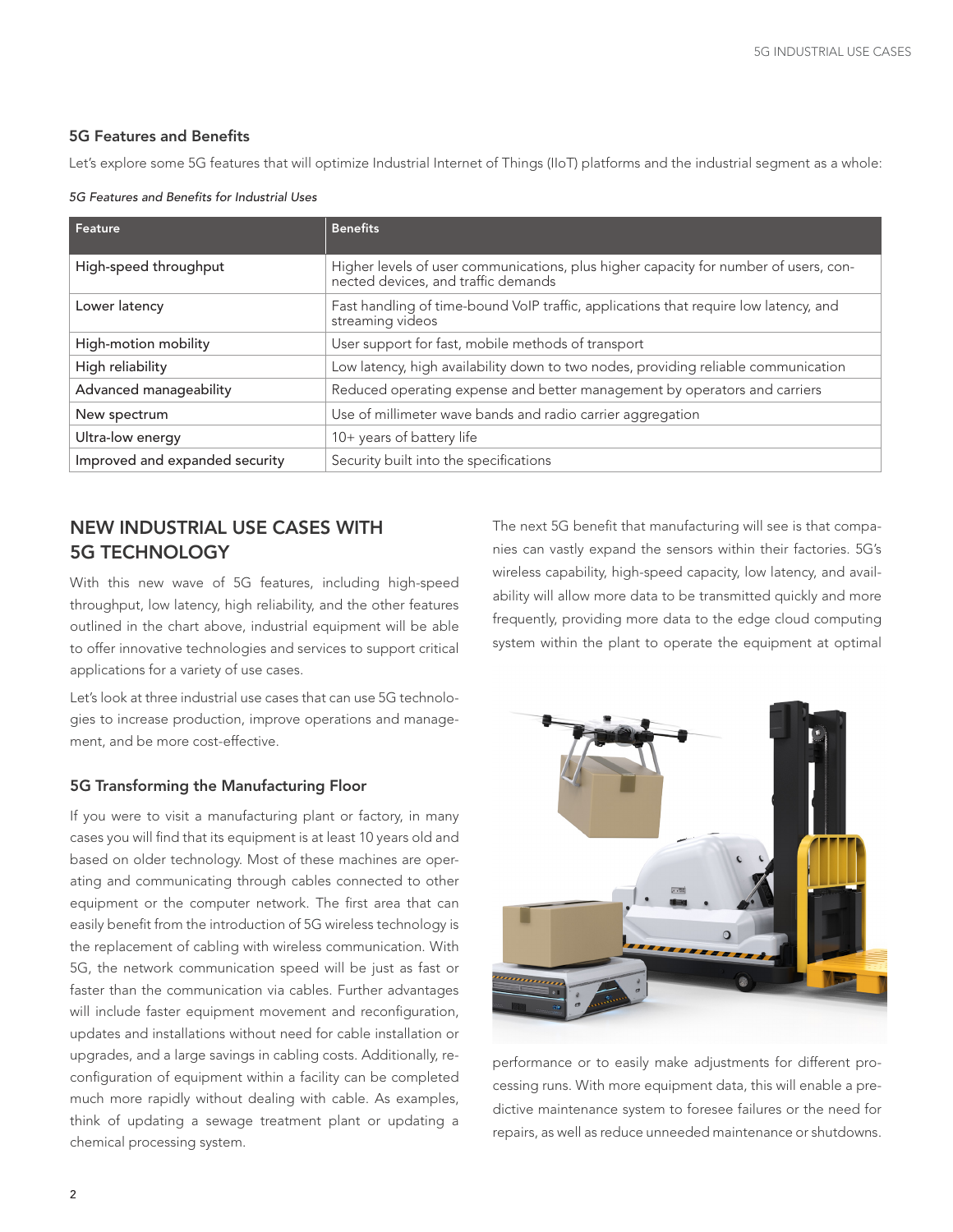### 5G Features and Benefits

Let's explore some 5G features that will optimize Industrial Internet of Things (IIoT) platforms and the industrial segment as a whole:

*5G Features and Benefits for Industrial Uses*

| Feature | Benefits |
|---|---|
| High-speed throughput | Higher levels of user communications, plus higher capacity for number of users, connected devices, and traffic demands |
| Lower latency | Fast handling of time-bound VoIP traffic, applications that require low latency, and streaming videos |
| High-motion mobility | User support for fast, mobile methods of transport |
| High reliability | Low latency, high availability down to two nodes, providing reliable communication |
| Advanced manageability | Reduced operating expense and better management by operators and carriers |
| New spectrum | Use of millimeter wave bands and radio carrier aggregation |
| Ultra-low energy | 10+ years of battery life |
| Improved and expanded security | Security built into the specifications |

## NEW INDUSTRIAL USE CASES WITH 5G TECHNOLOGY

With this new wave of 5G features, including high-speed throughput, low latency, high reliability, and the other features outlined in the chart above, industrial equipment will be able to offer innovative technologies and services to support critical applications for a variety of use cases.

Let's look at three industrial use cases that can use 5G technologies to increase production, improve operations and management, and be more cost-effective.

### 5G Transforming the Manufacturing Floor

If you were to visit a manufacturing plant or factory, in many cases you will find that its equipment is at least 10 years old and based on older technology. Most of these machines are operating and communicating through cables connected to other equipment or the computer network. The first area that can easily benefit from the introduction of 5G wireless technology is the replacement of cabling with wireless communication. With 5G, the network communication speed will be just as fast or faster than the communication via cables. Further advantages will include faster equipment movement and reconfiguration, updates and installations without need for cable installation or upgrades, and a large savings in cabling costs. Additionally, reconfiguration of equipment within a facility can be completed much more rapidly without dealing with cable. As examples, think of updating a sewage treatment plant or updating a chemical processing system.

The next 5G benefit that manufacturing will see is that companies can vastly expand the sensors within their factories. 5G's wireless capability, high-speed capacity, low latency, and availability will allow more data to be transmitted quickly and more frequently, providing more data to the edge cloud computing system within the plant to operate the equipment at optimal performance or to easily make adjustments for different processing runs. With more equipment data, this will enable a predictive maintenance system to foresee failures or the need for repairs, as well as reduce unneeded maintenance or shutdowns.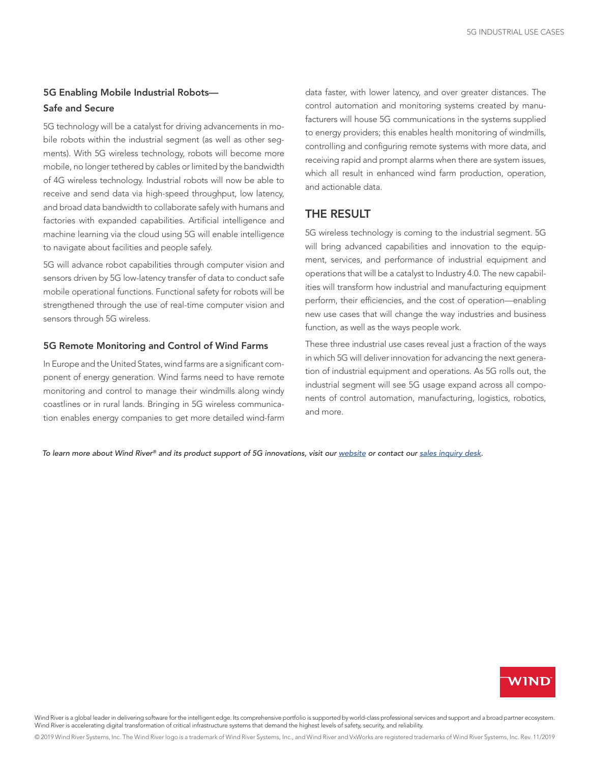### 5G Enabling Mobile Industrial Robots—Safe and Secure

5G technology will be a catalyst for driving advancements in mobile robots within the industrial segment (as well as other segments). With 5G wireless technology, robots will become more mobile, no longer tethered by cables or limited by the bandwidth of 4G wireless technology. Industrial robots will now be able to receive and send data via high-speed throughput, low latency, and broad data bandwidth to collaborate safely with humans and factories with expanded capabilities. Artificial intelligence and machine learning via the cloud using 5G will enable intelligence to navigate about facilities and people safely.

5G will advance robot capabilities through computer vision and sensors driven by 5G low-latency transfer of data to conduct safe mobile operational functions. Functional safety for robots will be strengthened through the use of real-time computer vision and sensors through 5G wireless.

### 5G Remote Monitoring and Control of Wind Farms

In Europe and the United States, wind farms are a significant component of energy generation. Wind farms need to have remote monitoring and control to manage their windmills along windy coastlines or in rural lands. Bringing in 5G wireless communication enables energy companies to get more detailed wind-farm data faster, with lower latency, and over greater distances. The control automation and monitoring systems created by manufacturers will house 5G communications in the systems supplied to energy providers; this enables health monitoring of windmills, controlling and configuring remote systems with more data, and receiving rapid and prompt alarms when there are system issues, which all result in enhanced wind farm production, operation, and actionable data.

## THE RESULT

5G wireless technology is coming to the industrial segment. 5G will bring advanced capabilities and innovation to the equipment, services, and performance of industrial equipment and operations that will be a catalyst to Industry 4.0. The new capabilities will transform how industrial and manufacturing equipment perform, their efficiencies, and the cost of operation—enabling new use cases that will change the way industries and business function, as well as the ways people work.

These three industrial use cases reveal just a fraction of the ways in which 5G will deliver innovation for advancing the next generation of industrial equipment and operations. As 5G rolls out, the industrial segment will see 5G usage expand across all components of control automation, manufacturing, logistics, robotics, and more.

*To learn more about Wind River® and its product support of 5G innovations, visit our website or contact our sales inquiry desk.*

WIND

Wind River is a global leader in delivering software for the intelligent edge. Its comprehensive portfolio is supported by world-class professional services and support and a broad partner ecosystem. Wind River is accelerating digital transformation of critical infrastructure systems that demand the highest levels of safety, security, and reliability.

© 2019 Wind River Systems, Inc. The Wind River logo is a trademark of Wind River Systems, Inc., and Wind River and VxWorks are registered trademarks of Wind River Systems, Inc. Rev. 11/2019